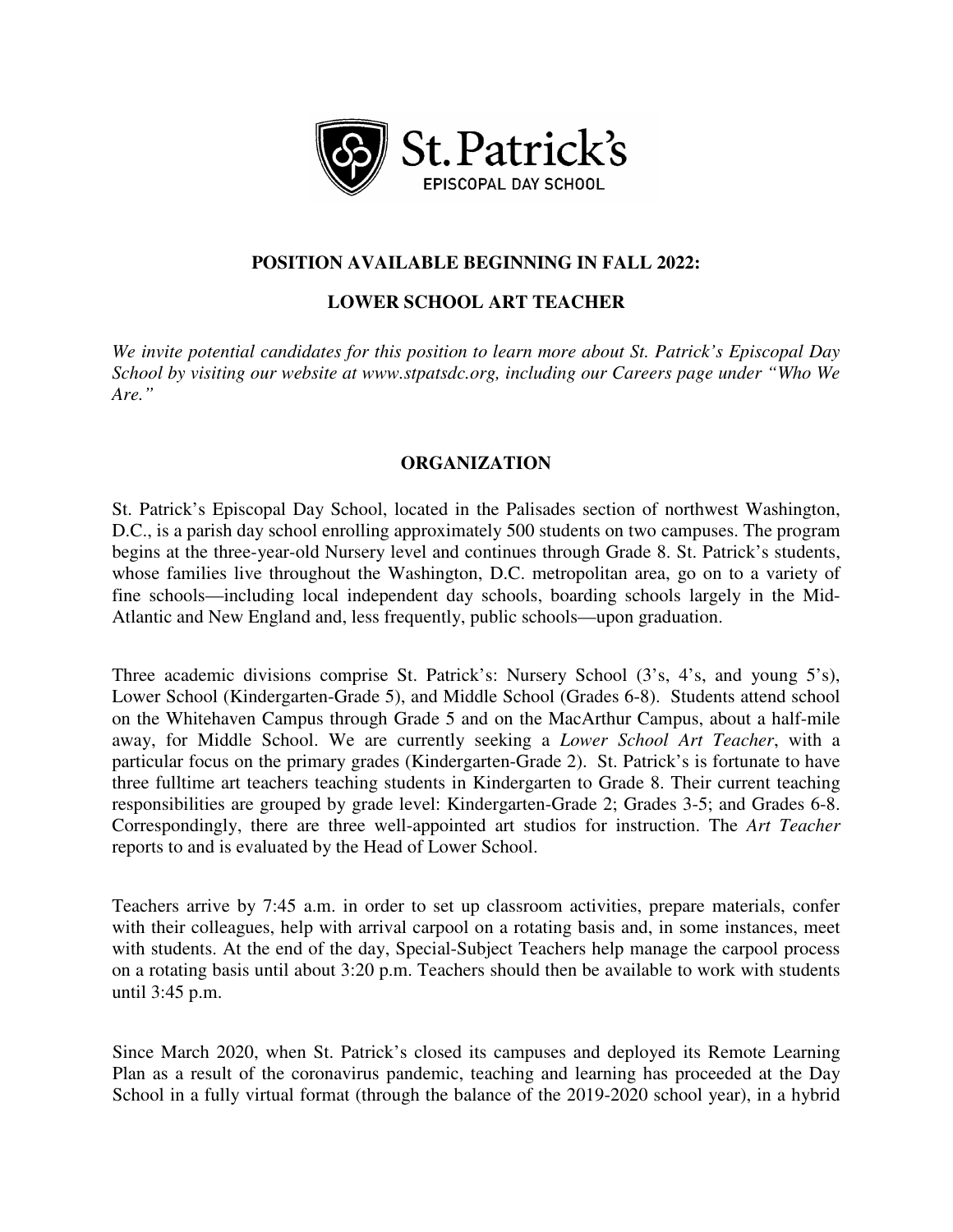St. Patrick's
EPISCOPAL DAY SCHOOL

## POSITION AVAILABLE BEGINNING IN FALL 2022:

## LOWER SCHOOL ART TEACHER

*We invite potential candidates for this position to learn more about St. Patrick's Episcopal Day School by visiting our website at www.stpatsdc.org, including our Careers page under "Who We Are."*

## ORGANIZATION

St. Patrick's Episcopal Day School, located in the Palisades section of northwest Washington, D.C., is a parish day school enrolling approximately 500 students on two campuses. The program begins at the three-year-old Nursery level and continues through Grade 8. St. Patrick's students, whose families live throughout the Washington, D.C. metropolitan area, go on to a variety of fine schools—including local independent day schools, boarding schools largely in the Mid-Atlantic and New England and, less frequently, public schools—upon graduation.

Three academic divisions comprise St. Patrick's: Nursery School (3's, 4's, and young 5's), Lower School (Kindergarten-Grade 5), and Middle School (Grades 6-8). Students attend school on the Whitehaven Campus through Grade 5 and on the MacArthur Campus, about a half-mile away, for Middle School. We are currently seeking a *Lower School Art Teacher*, with a particular focus on the primary grades (Kindergarten-Grade 2). St. Patrick's is fortunate to have three fulltime art teachers teaching students in Kindergarten to Grade 8. Their current teaching responsibilities are grouped by grade level: Kindergarten-Grade 2; Grades 3-5; and Grades 6-8. Correspondingly, there are three well-appointed art studios for instruction. The *Art Teacher* reports to and is evaluated by the Head of Lower School.

Teachers arrive by 7:45 a.m. in order to set up classroom activities, prepare materials, confer with their colleagues, help with arrival carpool on a rotating basis and, in some instances, meet with students. At the end of the day, Special-Subject Teachers help manage the carpool process on a rotating basis until about 3:20 p.m. Teachers should then be available to work with students until 3:45 p.m.

Since March 2020, when St. Patrick's closed its campuses and deployed its Remote Learning Plan as a result of the coronavirus pandemic, teaching and learning has proceeded at the Day School in a fully virtual format (through the balance of the 2019-2020 school year), in a hybrid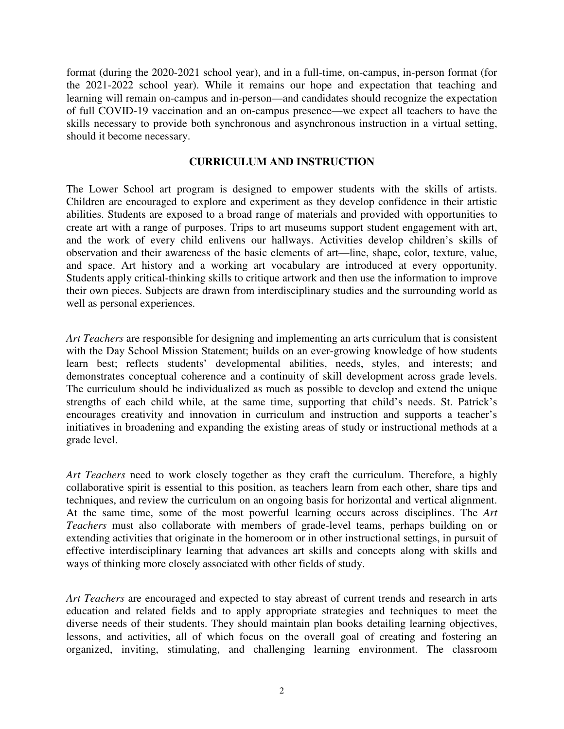format (during the 2020-2021 school year), and in a full-time, on-campus, in-person format (for the 2021-2022 school year). While it remains our hope and expectation that teaching and learning will remain on-campus and in-person—and candidates should recognize the expectation of full COVID-19 vaccination and an on-campus presence—we expect all teachers to have the skills necessary to provide both synchronous and asynchronous instruction in a virtual setting, should it become necessary.

## CURRICULUM AND INSTRUCTION

The Lower School art program is designed to empower students with the skills of artists. Children are encouraged to explore and experiment as they develop confidence in their artistic abilities. Students are exposed to a broad range of materials and provided with opportunities to create art with a range of purposes. Trips to art museums support student engagement with art, and the work of every child enlivens our hallways. Activities develop children's skills of observation and their awareness of the basic elements of art—line, shape, color, texture, value, and space. Art history and a working art vocabulary are introduced at every opportunity. Students apply critical-thinking skills to critique artwork and then use the information to improve their own pieces. Subjects are drawn from interdisciplinary studies and the surrounding world as well as personal experiences.

*Art Teachers* are responsible for designing and implementing an arts curriculum that is consistent with the Day School Mission Statement; builds on an ever-growing knowledge of how students learn best; reflects students' developmental abilities, needs, styles, and interests; and demonstrates conceptual coherence and a continuity of skill development across grade levels. The curriculum should be individualized as much as possible to develop and extend the unique strengths of each child while, at the same time, supporting that child's needs. St. Patrick's encourages creativity and innovation in curriculum and instruction and supports a teacher's initiatives in broadening and expanding the existing areas of study or instructional methods at a grade level.

*Art Teachers* need to work closely together as they craft the curriculum. Therefore, a highly collaborative spirit is essential to this position, as teachers learn from each other, share tips and techniques, and review the curriculum on an ongoing basis for horizontal and vertical alignment. At the same time, some of the most powerful learning occurs across disciplines. The *Art Teachers* must also collaborate with members of grade-level teams, perhaps building on or extending activities that originate in the homeroom or in other instructional settings, in pursuit of effective interdisciplinary learning that advances art skills and concepts along with skills and ways of thinking more closely associated with other fields of study.

*Art Teachers* are encouraged and expected to stay abreast of current trends and research in arts education and related fields and to apply appropriate strategies and techniques to meet the diverse needs of their students. They should maintain plan books detailing learning objectives, lessons, and activities, all of which focus on the overall goal of creating and fostering an organized, inviting, stimulating, and challenging learning environment. The classroom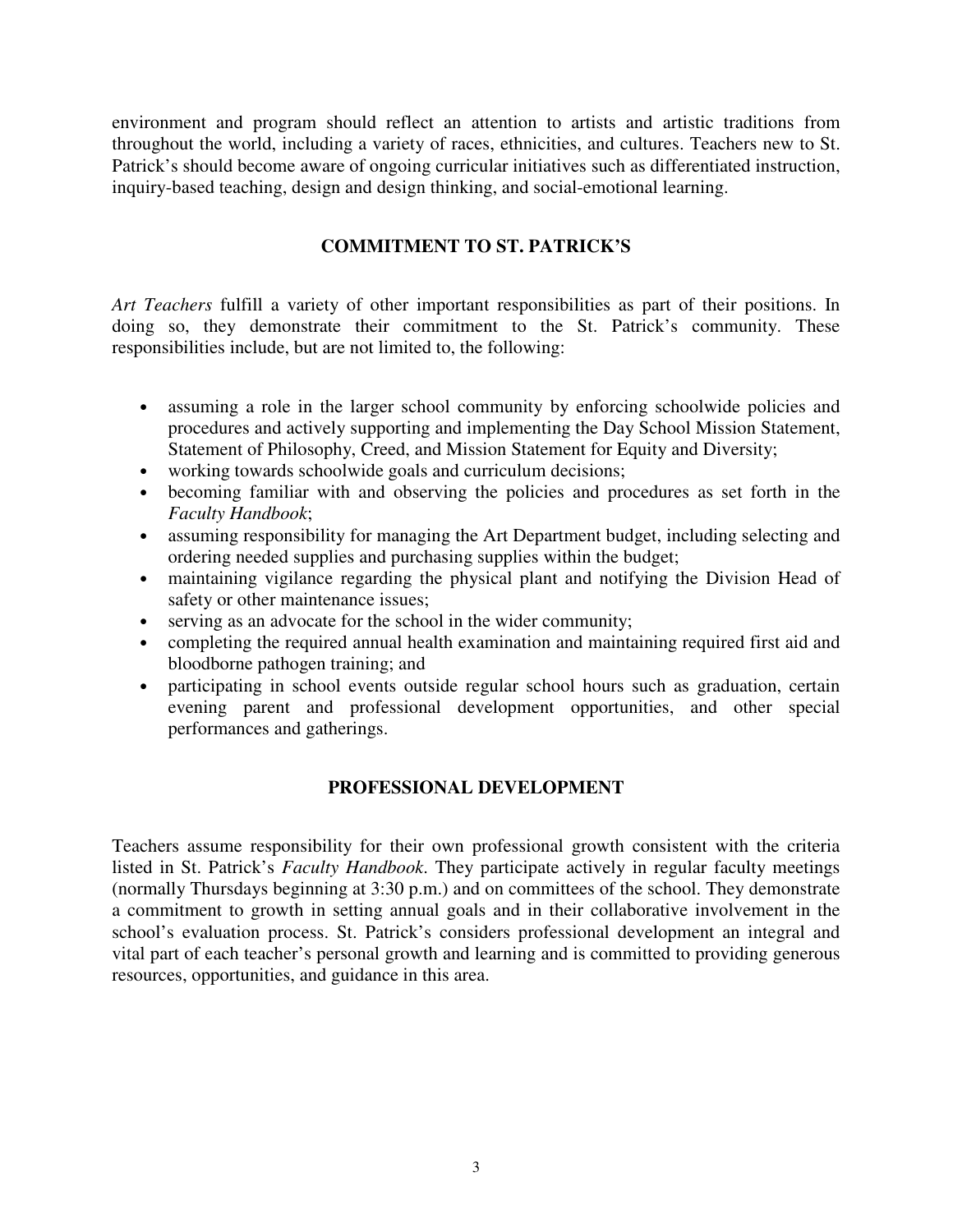environment and program should reflect an attention to artists and artistic traditions from throughout the world, including a variety of races, ethnicities, and cultures. Teachers new to St. Patrick's should become aware of ongoing curricular initiatives such as differentiated instruction, inquiry-based teaching, design and design thinking, and social-emotional learning.

## COMMITMENT TO ST. PATRICK'S

*Art Teachers* fulfill a variety of other important responsibilities as part of their positions. In doing so, they demonstrate their commitment to the St. Patrick's community. These responsibilities include, but are not limited to, the following:

- assuming a role in the larger school community by enforcing schoolwide policies and procedures and actively supporting and implementing the Day School Mission Statement, Statement of Philosophy, Creed, and Mission Statement for Equity and Diversity;
- working towards schoolwide goals and curriculum decisions;
- becoming familiar with and observing the policies and procedures as set forth in the *Faculty Handbook*;
- assuming responsibility for managing the Art Department budget, including selecting and ordering needed supplies and purchasing supplies within the budget;
- maintaining vigilance regarding the physical plant and notifying the Division Head of safety or other maintenance issues;
- serving as an advocate for the school in the wider community;
- completing the required annual health examination and maintaining required first aid and bloodborne pathogen training; and
- participating in school events outside regular school hours such as graduation, certain evening parent and professional development opportunities, and other special performances and gatherings.

## PROFESSIONAL DEVELOPMENT

Teachers assume responsibility for their own professional growth consistent with the criteria listed in St. Patrick's *Faculty Handbook*. They participate actively in regular faculty meetings (normally Thursdays beginning at 3:30 p.m.) and on committees of the school. They demonstrate a commitment to growth in setting annual goals and in their collaborative involvement in the school's evaluation process. St. Patrick's considers professional development an integral and vital part of each teacher's personal growth and learning and is committed to providing generous resources, opportunities, and guidance in this area.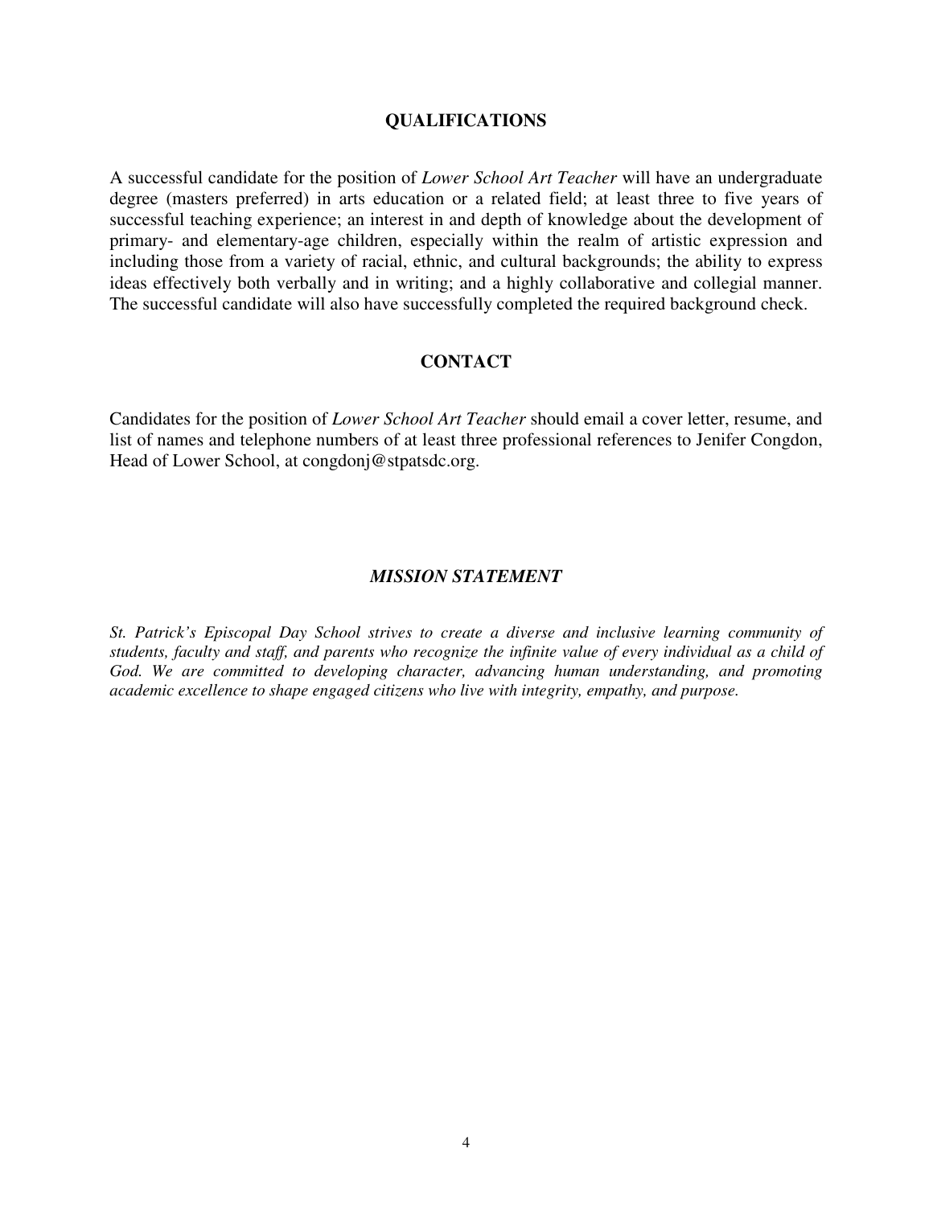## QUALIFICATIONS

A successful candidate for the position of *Lower School Art Teacher* will have an undergraduate degree (masters preferred) in arts education or a related field; at least three to five years of successful teaching experience; an interest in and depth of knowledge about the development of primary- and elementary-age children, especially within the realm of artistic expression and including those from a variety of racial, ethnic, and cultural backgrounds; the ability to express ideas effectively both verbally and in writing; and a highly collaborative and collegial manner. The successful candidate will also have successfully completed the required background check.

## CONTACT

Candidates for the position of *Lower School Art Teacher* should email a cover letter, resume, and list of names and telephone numbers of at least three professional references to Jenifer Congdon, Head of Lower School, at congdonj@stpatsdc.org.

## *MISSION STATEMENT*

*St. Patrick's Episcopal Day School strives to create a diverse and inclusive learning community of students, faculty and staff, and parents who recognize the infinite value of every individual as a child of God. We are committed to developing character, advancing human understanding, and promoting academic excellence to shape engaged citizens who live with integrity, empathy, and purpose.*